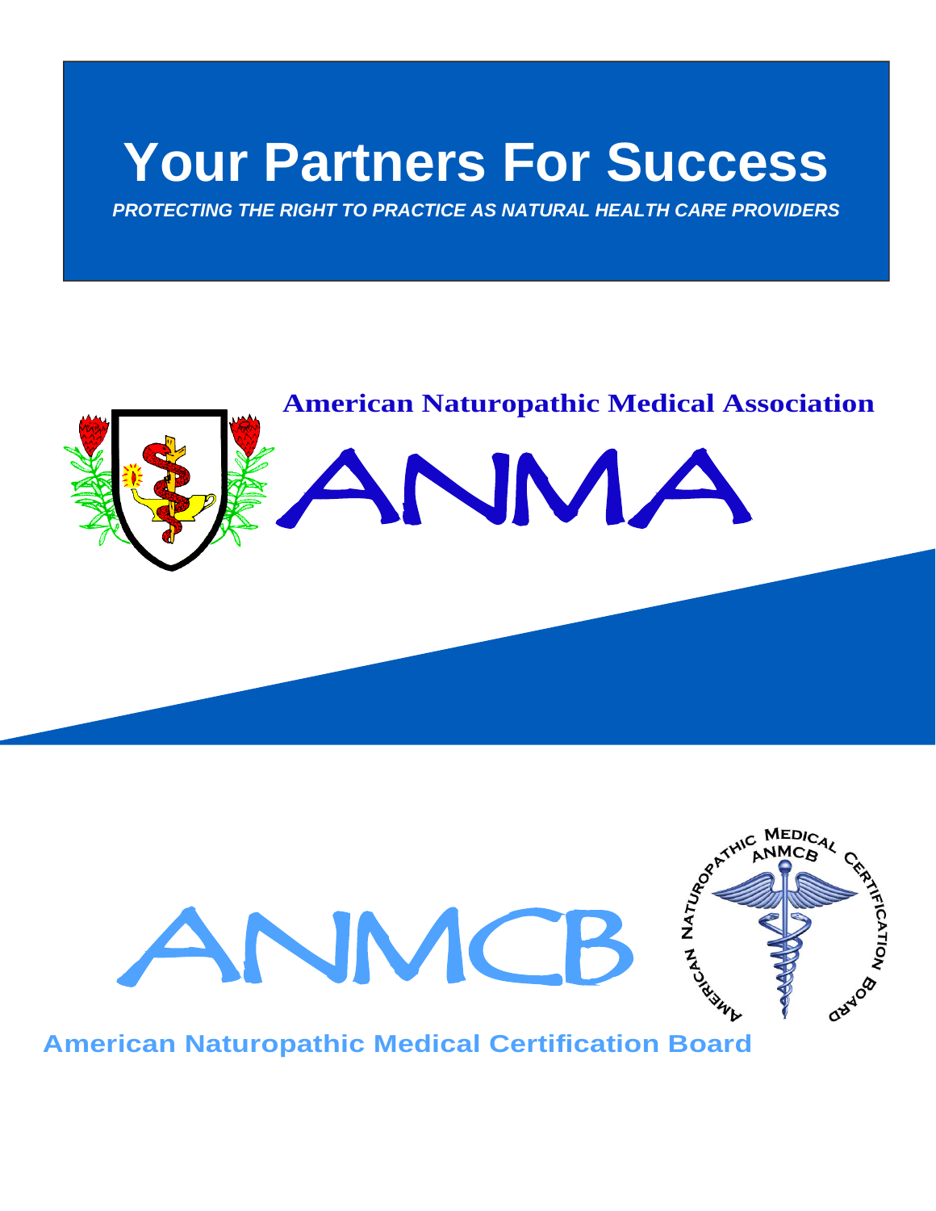# Your Partners For Success

***PROTECTING THE RIGHT TO PRACTICE AS NATURAL HEALTH CARE PROVIDERS***

**American Naturopathic Medical Association**

ANMA

ANMCB

**American Naturopathic Medical Certification Board**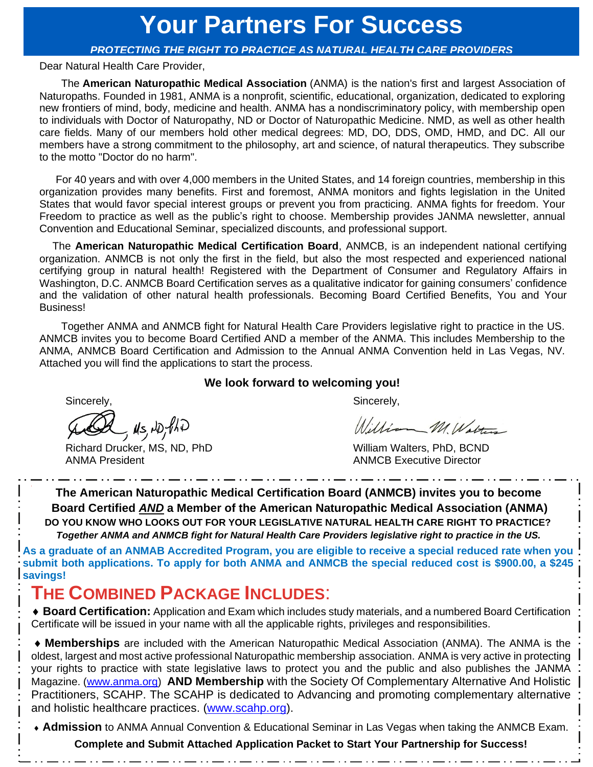# Your Partners For Success

***PROTECTING THE RIGHT TO PRACTICE AS NATURAL HEALTH CARE PROVIDERS***

Dear Natural Health Care Provider,

The **American Naturopathic Medical Association** (ANMA) is the nation's first and largest Association of Naturopaths. Founded in 1981, ANMA is a nonprofit, scientific, educational, organization, dedicated to exploring new frontiers of mind, body, medicine and health. ANMA has a nondiscriminatory policy, with membership open to individuals with Doctor of Naturopathy, ND or Doctor of Naturopathic Medicine. NMD, as well as other health care fields. Many of our members hold other medical degrees: MD, DO, DDS, OMD, HMD, and DC. All our members have a strong commitment to the philosophy, art and science, of natural therapeutics. They subscribe to the motto "Doctor do no harm".

For 40 years and with over 4,000 members in the United States, and 14 foreign countries, membership in this organization provides many benefits. First and foremost, ANMA monitors and fights legislation in the United States that would favor special interest groups or prevent you from practicing. ANMA fights for freedom. Your Freedom to practice as well as the public's right to choose. Membership provides JANMA newsletter, annual Convention and Educational Seminar, specialized discounts, and professional support.

The **American Naturopathic Medical Certification Board**, ANMCB, is an independent national certifying organization. ANMCB is not only the first in the field, but also the most respected and experienced national certifying group in natural health! Registered with the Department of Consumer and Regulatory Affairs in Washington, D.C. ANMCB Board Certification serves as a qualitative indicator for gaining consumers' confidence and the validation of other natural health professionals. Becoming Board Certified Benefits, You and Your Business!

Together ANMA and ANMCB fight for Natural Health Care Providers legislative right to practice in the US. ANMCB invites you to become Board Certified AND a member of the ANMA. This includes Membership to the ANMA, ANMCB Board Certification and Admission to the Annual ANMA Convention held in Las Vegas, NV. Attached you will find the applications to start the process.

**We look forward to welcoming you!**

Sincerely,

Richard Drucker, MS, ND, PhD
ANMA President

Sincerely,

William Walters, PhD, BCND
ANMCB Executive Director

---

**The American Naturopathic Medical Certification Board (ANMCB) invites you to become Board Certified *AND* a Member of the American Naturopathic Medical Association (ANMA)**

**DO YOU KNOW WHO LOOKS OUT FOR YOUR LEGISLATIVE NATURAL HEALTH CARE RIGHT TO PRACTICE?**

***Together ANMA and ANMCB fight for Natural Health Care Providers legislative right to practice in the US.***

**As a graduate of an ANMAB Accredited Program, you are eligible to receive a special reduced rate when you submit both applications. To apply for both ANMA and ANMCB the special reduced cost is $900.00, a $245 savings!**

## THE COMBINED PACKAGE INCLUDES:

- **Board Certification:** Application and Exam which includes study materials, and a numbered Board Certification Certificate will be issued in your name with all the applicable rights, privileges and responsibilities.
- **Memberships** are included with the American Naturopathic Medical Association (ANMA). The ANMA is the oldest, largest and most active professional Naturopathic membership association. ANMA is very active in protecting your rights to practice with state legislative laws to protect you and the public and also publishes the JANMA Magazine. (www.anma.org) **AND Membership** with the Society Of Complementary Alternative And Holistic Practitioners, SCAHP. The SCAHP is dedicated to Advancing and promoting complementary alternative and holistic healthcare practices. (www.scahp.org).
- **Admission** to ANMA Annual Convention & Educational Seminar in Las Vegas when taking the ANMCB Exam.

**Complete and Submit Attached Application Packet to Start Your Partnership for Success!**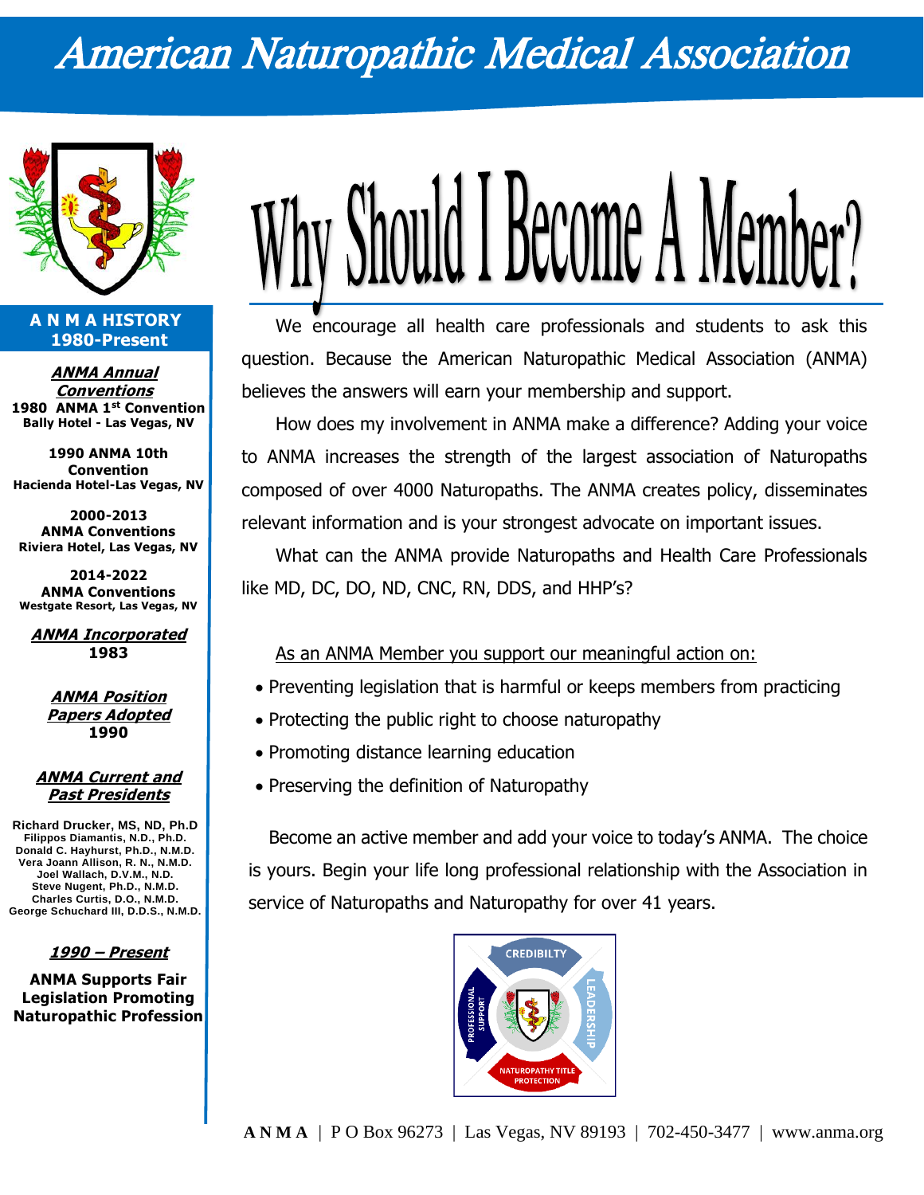# American Naturopathic Medical Association

**A N M A HISTORY**
**1980-Present**

***ANMA Annual Conventions***
**1980 ANMA 1st Convention**
**Bally Hotel - Las Vegas, NV**

**1990 ANMA 10th Convention**
**Hacienda Hotel-Las Vegas, NV**

**2000-2013**
**ANMA Conventions**
**Riviera Hotel, Las Vegas, NV**

**2014-2022**
**ANMA Conventions**
**Westgate Resort, Las Vegas, NV**

***ANMA Incorporated***
**1983**

***ANMA Position Papers Adopted***
**1990**

***ANMA Current and Past Presidents***

**Richard Drucker, MS, ND, Ph.D**
**Filippos Diamantis, N.D., Ph.D.**
**Donald C. Hayhurst, Ph.D., N.M.D.**
**Vera Joann Allison, R. N., N.M.D.**
**Joel Wallach, D.V.M., N.D.**
**Steve Nugent, Ph.D., N.M.D.**
**Charles Curtis, D.O., N.M.D.**
**George Schuchard III, D.D.S., N.M.D.**

***1990 – Present***

**ANMA Supports Fair Legislation Promoting Naturopathic Profession**

## Why Should I Become A Member?

We encourage all health care professionals and students to ask this question. Because the American Naturopathic Medical Association (ANMA) believes the answers will earn your membership and support.

How does my involvement in ANMA make a difference? Adding your voice to ANMA increases the strength of the largest association of Naturopaths composed of over 4000 Naturopaths. The ANMA creates policy, disseminates relevant information and is your strongest advocate on important issues.

What can the ANMA provide Naturopaths and Health Care Professionals like MD, DC, DO, ND, CNC, RN, DDS, and HHP's?

As an ANMA Member you support our meaningful action on:

- Preventing legislation that is harmful or keeps members from practicing
- Protecting the public right to choose naturopathy
- Promoting distance learning education
- Preserving the definition of Naturopathy

Become an active member and add your voice to today's ANMA. The choice is yours. Begin your life long professional relationship with the Association in service of Naturopaths and Naturopathy for over 41 years.

CREDIBILTY · LEADERSHIP · NATUROPATHY TITLE PROTECTION · PROFESSIONAL SUPPORT

**A N M A** | P O Box 96273 | Las Vegas, NV 89193 | 702-450-3477 | www.anma.org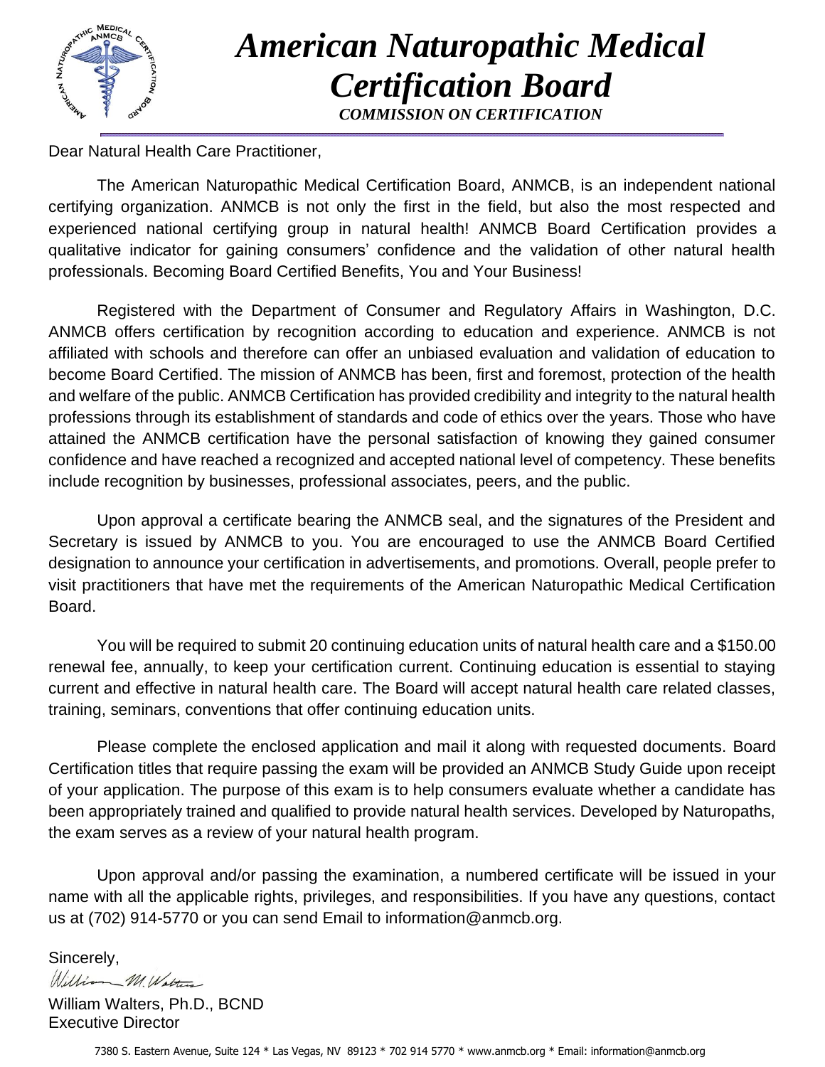# *American Naturopathic Medical Certification Board*

***COMMISSION ON CERTIFICATION***

Dear Natural Health Care Practitioner,

The American Naturopathic Medical Certification Board, ANMCB, is an independent national certifying organization. ANMCB is not only the first in the field, but also the most respected and experienced national certifying group in natural health! ANMCB Board Certification provides a qualitative indicator for gaining consumers' confidence and the validation of other natural health professionals. Becoming Board Certified Benefits, You and Your Business!

Registered with the Department of Consumer and Regulatory Affairs in Washington, D.C. ANMCB offers certification by recognition according to education and experience. ANMCB is not affiliated with schools and therefore can offer an unbiased evaluation and validation of education to become Board Certified. The mission of ANMCB has been, first and foremost, protection of the health and welfare of the public. ANMCB Certification has provided credibility and integrity to the natural health professions through its establishment of standards and code of ethics over the years. Those who have attained the ANMCB certification have the personal satisfaction of knowing they gained consumer confidence and have reached a recognized and accepted national level of competency. These benefits include recognition by businesses, professional associates, peers, and the public.

Upon approval a certificate bearing the ANMCB seal, and the signatures of the President and Secretary is issued by ANMCB to you. You are encouraged to use the ANMCB Board Certified designation to announce your certification in advertisements, and promotions. Overall, people prefer to visit practitioners that have met the requirements of the American Naturopathic Medical Certification Board.

You will be required to submit 20 continuing education units of natural health care and a $150.00 renewal fee, annually, to keep your certification current. Continuing education is essential to staying current and effective in natural health care. The Board will accept natural health care related classes, training, seminars, conventions that offer continuing education units.

Please complete the enclosed application and mail it along with requested documents. Board Certification titles that require passing the exam will be provided an ANMCB Study Guide upon receipt of your application. The purpose of this exam is to help consumers evaluate whether a candidate has been appropriately trained and qualified to provide natural health services. Developed by Naturopaths, the exam serves as a review of your natural health program.

Upon approval and/or passing the examination, a numbered certificate will be issued in your name with all the applicable rights, privileges, and responsibilities. If you have any questions, contact us at (702) 914-5770 or you can send Email to information@anmcb.org.

Sincerely,

William Walters, Ph.D., BCND
Executive Director

7380 S. Eastern Avenue, Suite 124 * Las Vegas, NV 89123 * 702 914 5770 * www.anmcb.org * Email: information@anmcb.org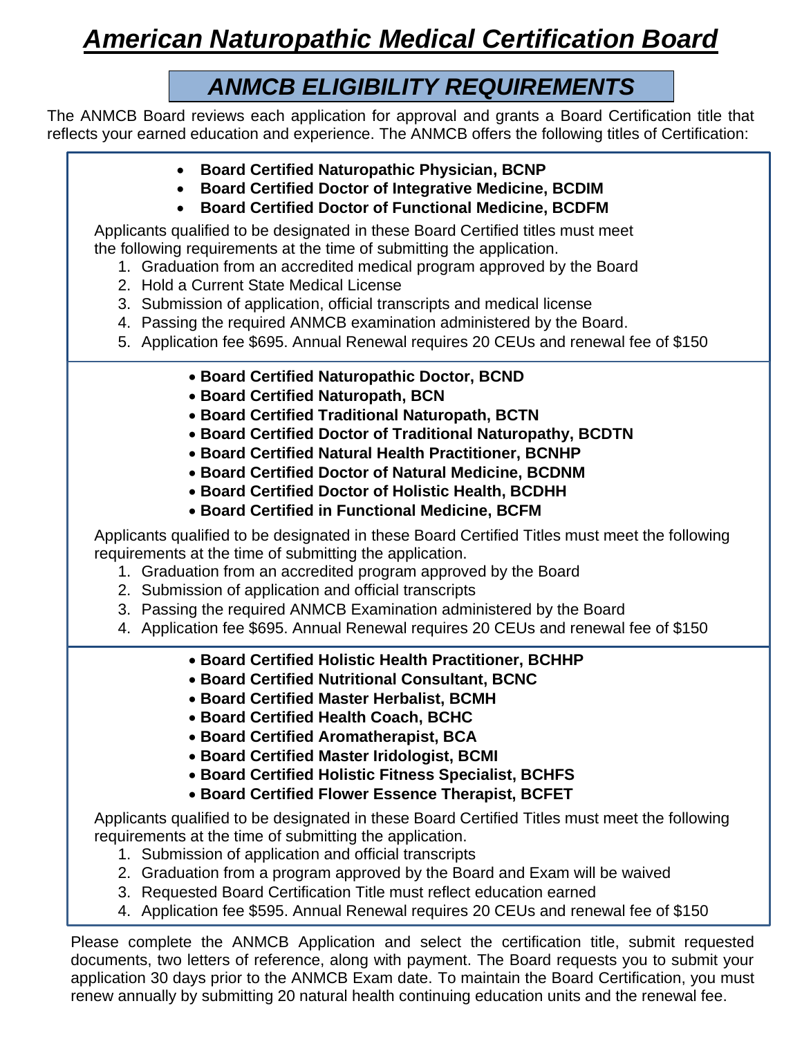# *American Naturopathic Medical Certification Board*

## *ANMCB ELIGIBILITY REQUIREMENTS*

The ANMCB Board reviews each application for approval and grants a Board Certification title that reflects your earned education and experience. The ANMCB offers the following titles of Certification:

- **Board Certified Naturopathic Physician, BCNP**
- **Board Certified Doctor of Integrative Medicine, BCDIM**
- **Board Certified Doctor of Functional Medicine, BCDFM**

Applicants qualified to be designated in these Board Certified titles must meet the following requirements at the time of submitting the application.

1. Graduation from an accredited medical program approved by the Board
2. Hold a Current State Medical License
3. Submission of application, official transcripts and medical license
4. Passing the required ANMCB examination administered by the Board.
5. Application fee $695. Annual Renewal requires 20 CEUs and renewal fee of $150

- **Board Certified Naturopathic Doctor, BCND**
- **Board Certified Naturopath, BCN**
- **Board Certified Traditional Naturopath, BCTN**
- **Board Certified Doctor of Traditional Naturopathy, BCDTN**
- **Board Certified Natural Health Practitioner, BCNHP**
- **Board Certified Doctor of Natural Medicine, BCDNM**
- **Board Certified Doctor of Holistic Health, BCDHH**
- **Board Certified in Functional Medicine, BCFM**

Applicants qualified to be designated in these Board Certified Titles must meet the following requirements at the time of submitting the application.

1. Graduation from an accredited program approved by the Board
2. Submission of application and official transcripts
3. Passing the required ANMCB Examination administered by the Board
4. Application fee $695. Annual Renewal requires 20 CEUs and renewal fee of $150

- **Board Certified Holistic Health Practitioner, BCHHP**
- **Board Certified Nutritional Consultant, BCNC**
- **Board Certified Master Herbalist, BCMH**
- **Board Certified Health Coach, BCHC**
- **Board Certified Aromatherapist, BCA**
- **Board Certified Master Iridologist, BCMI**
- **Board Certified Holistic Fitness Specialist, BCHFS**
- **Board Certified Flower Essence Therapist, BCFET**

Applicants qualified to be designated in these Board Certified Titles must meet the following requirements at the time of submitting the application.

1. Submission of application and official transcripts
2. Graduation from a program approved by the Board and Exam will be waived
3. Requested Board Certification Title must reflect education earned
4. Application fee $595. Annual Renewal requires 20 CEUs and renewal fee of $150

Please complete the ANMCB Application and select the certification title, submit requested documents, two letters of reference, along with payment. The Board requests you to submit your application 30 days prior to the ANMCB Exam date. To maintain the Board Certification, you must renew annually by submitting 20 natural health continuing education units and the renewal fee.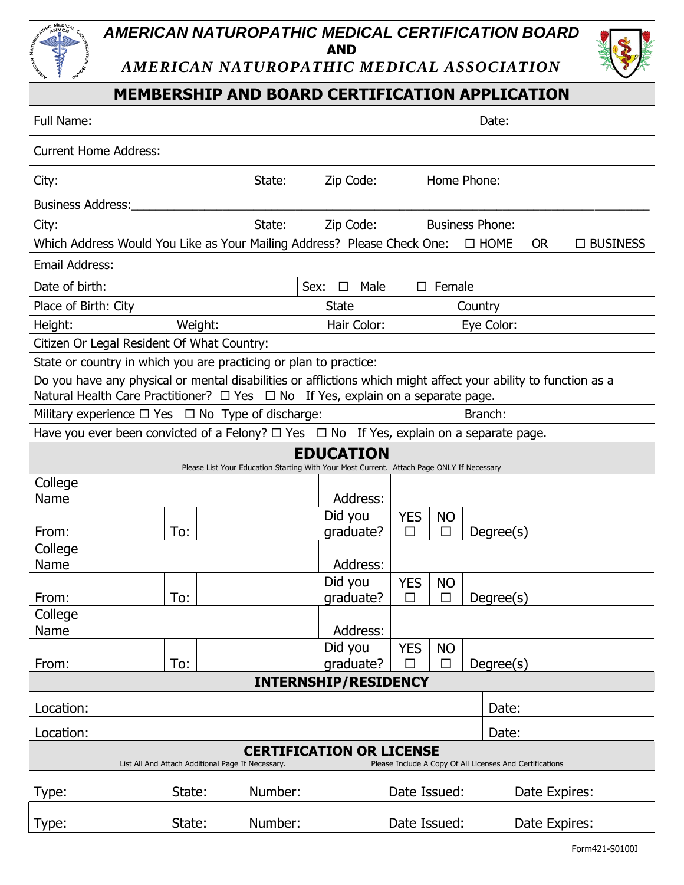# AMERICAN NATUROPATHIC MEDICAL CERTIFICATION BOARD

**AND**

***AMERICAN NATUROPATHIC MEDICAL ASSOCIATION***

## MEMBERSHIP AND BOARD CERTIFICATION APPLICATION

Full Name: Date:

Current Home Address:

City: State: Zip Code: Home Phone:

Business Address:_______________________________________________________________________________

City: State: Zip Code: Business Phone:

Which Address Would You Like as Your Mailing Address? Please Check One: ☐ HOME OR ☐ BUSINESS

Email Address:

Date of birth: Sex: ☐ Male ☐ Female

Place of Birth: City State Country

Height: Weight: Hair Color: Eye Color:

Citizen Or Legal Resident Of What Country:

State or country in which you are practicing or plan to practice:

Do you have any physical or mental disabilities or afflictions which might affect your ability to function as a Natural Health Care Practitioner? ☐ Yes ☐ No If Yes, explain on a separate page.

Military experience ☐ Yes ☐ No Type of discharge: Branch:

Have you ever been convicted of a Felony? ☐ Yes ☐ No If Yes, explain on a separate page.

## EDUCATION

Please List Your Education Starting With Your Most Current. Attach Page ONLY If Necessary

| College Name | | | | Address: | | | | |
|---|---|---|---|---|---|---|---|---|
| From: | | To: | | Did you graduate? | YES ☐ | NO ☐ | Degree(s) | |
| College Name | | | | Address: | | | | |
| From: | | To: | | Did you graduate? | YES ☐ | NO ☐ | Degree(s) | |
| College Name | | | | Address: | | | | |
| From: | | To: | | Did you graduate? | YES ☐ | NO ☐ | Degree(s) | |

## INTERNSHIP/RESIDENCY

Location: Date:

Location: Date:

## CERTIFICATION OR LICENSE

List All And Attach Additional Page If Necessary. Please Include A Copy Of All Licenses And Certifications

Type: State: Number: Date Issued: Date Expires:

Type: State: Number: Date Issued: Date Expires:

Form421-S0100I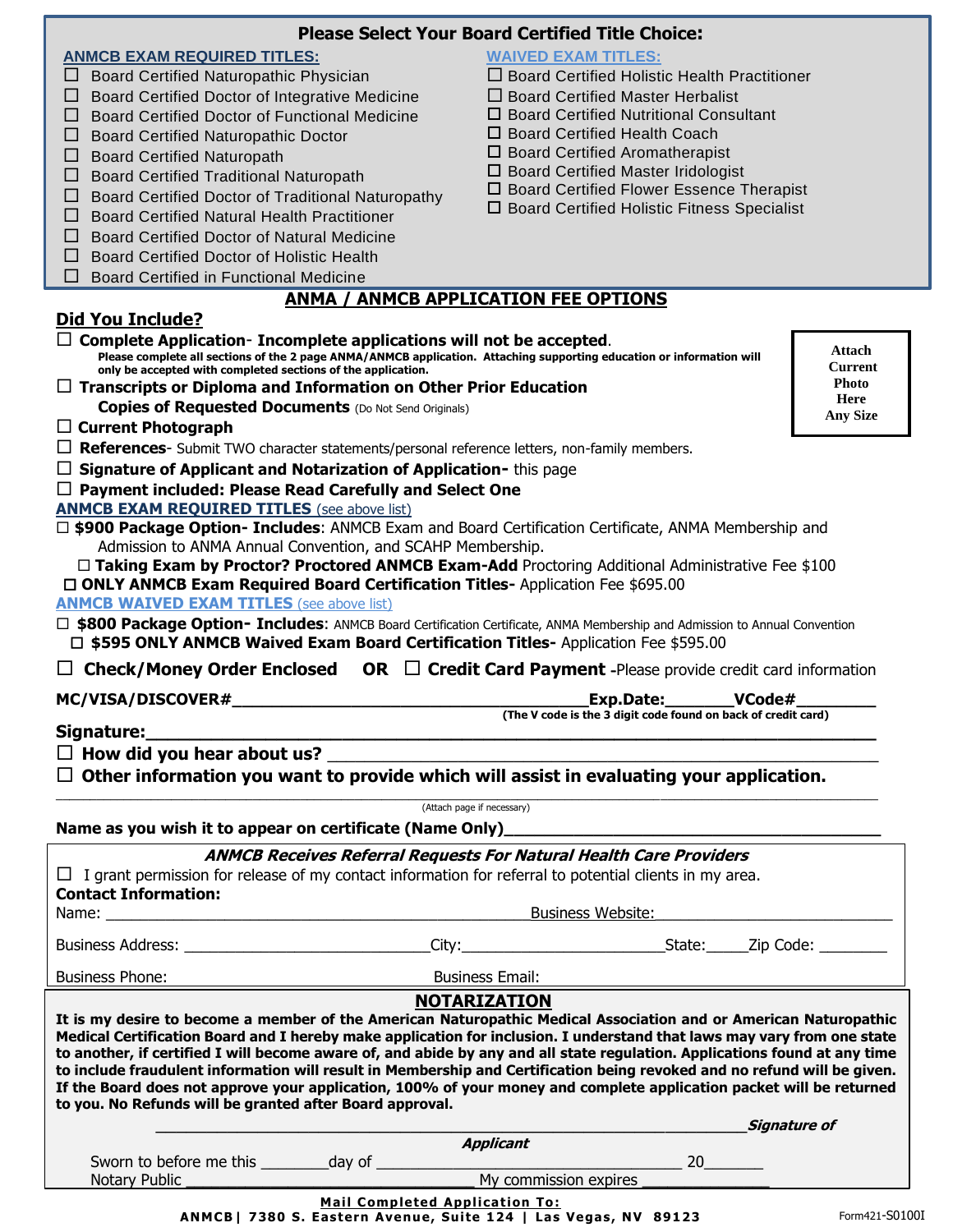## Please Select Your Board Certified Title Choice:

**ANMCB EXAM REQUIRED TITLES:**

- ☐ Board Certified Naturopathic Physician
- ☐ Board Certified Doctor of Integrative Medicine
- ☐ Board Certified Doctor of Functional Medicine
- ☐ Board Certified Naturopathic Doctor
- ☐ Board Certified Naturopath
- ☐ Board Certified Traditional Naturopath
- ☐ Board Certified Doctor of Traditional Naturopathy
- ☐ Board Certified Natural Health Practitioner
- ☐ Board Certified Doctor of Natural Medicine
- ☐ Board Certified Doctor of Holistic Health
- ☐ Board Certified in Functional Medicine

**WAIVED EXAM TITLES:**

- ☐ Board Certified Holistic Health Practitioner
- ☐ Board Certified Master Herbalist
- ☐ Board Certified Nutritional Consultant
- ☐ Board Certified Health Coach
- ☐ Board Certified Aromatherapist
- ☐ Board Certified Master Iridologist
- ☐ Board Certified Flower Essence Therapist
- ☐ Board Certified Holistic Fitness Specialist

## ANMA / ANMCB APPLICATION FEE OPTIONS

### Did You Include?

Attach Current Photo Here Any Size

☐ **Complete Application- Incomplete applications will not be accepted**.
**Please complete all sections of the 2 page ANMA/ANMCB application. Attaching supporting education or information will only be accepted with completed sections of the application.**

☐ **Transcripts or Diploma and Information on Other Prior Education**
**Copies of Requested Documents** (Do Not Send Originals)

☐ **Current Photograph**

☐ **References**- Submit TWO character statements/personal reference letters, non-family members.

☐ **Signature of Applicant and Notarization of Application-** this page

☐ **Payment included: Please Read Carefully and Select One**

**ANMCB EXAM REQUIRED TITLES** (see above list)

☐ **$900 Package Option- Includes**: ANMCB Exam and Board Certification Certificate, ANMA Membership and Admission to ANMA Annual Convention, and SCAHP Membership.

☐ **Taking Exam by Proctor? Proctored ANMCB Exam-Add** Proctoring Additional Administrative Fee $100

☐ **ONLY ANMCB Exam Required Board Certification Titles-** Application Fee $695.00

**ANMCB WAIVED EXAM TITLES** (see above list)

☐ **$800 Package Option- Includes**: ANMCB Board Certification Certificate, ANMA Membership and Admission to Annual Convention

☐ **$595 ONLY ANMCB Waived Exam Board Certification Titles-** Application Fee $595.00

☐ **Check/Money Order Enclosed** **OR** ☐ **Credit Card Payment** -Please provide credit card information

**MC/VISA/DISCOVER#**______________________________**Exp.Date:**________**VCode#**________
**(The V code is the 3 digit code found on back of credit card)**

**Signature:**______________________________________________________________

☐ **How did you hear about us?** ___________________________________________________

☐ **Other information you want to provide which will assist in evaluating your application.**

________________________________________________________________________________
(Attach page if necessary)

**Name as you wish it to appear on certificate (Name Only)**______________________________

***ANMCB Receives Referral Requests For Natural Health Care Providers***

☐ I grant permission for release of my contact information for referral to potential clients in my area.

**Contact Information:**

Name: ______________________________ Business Website: ______________________

Business Address: ______________________ City: __________________ State: _____ Zip Code: ________

Business Phone: Business Email:

## NOTARIZATION

**It is my desire to become a member of the American Naturopathic Medical Association and or American Naturopathic Medical Certification Board and I hereby make application for inclusion. I understand that laws may vary from one state to another, if certified I will become aware of, and abide by any and all state regulation. Applications found at any time to include fraudulent information will result in Membership and Certification being revoked and no refund will be given. If the Board does not approve your application, 100% of your money and complete application packet will be returned to you. No Refunds will be granted after Board approval.**

______________________________________________________ ***Signature of Applicant***

Sworn to before me this ________day of ______________________________ 20_______

Notary Public ______________________________ My commission expires _______________

**Mail Completed Application To:**
**ANMCB | 7380 S. Eastern Avenue, Suite 124 | Las Vegas, NV 89123**

Form421-S0100I